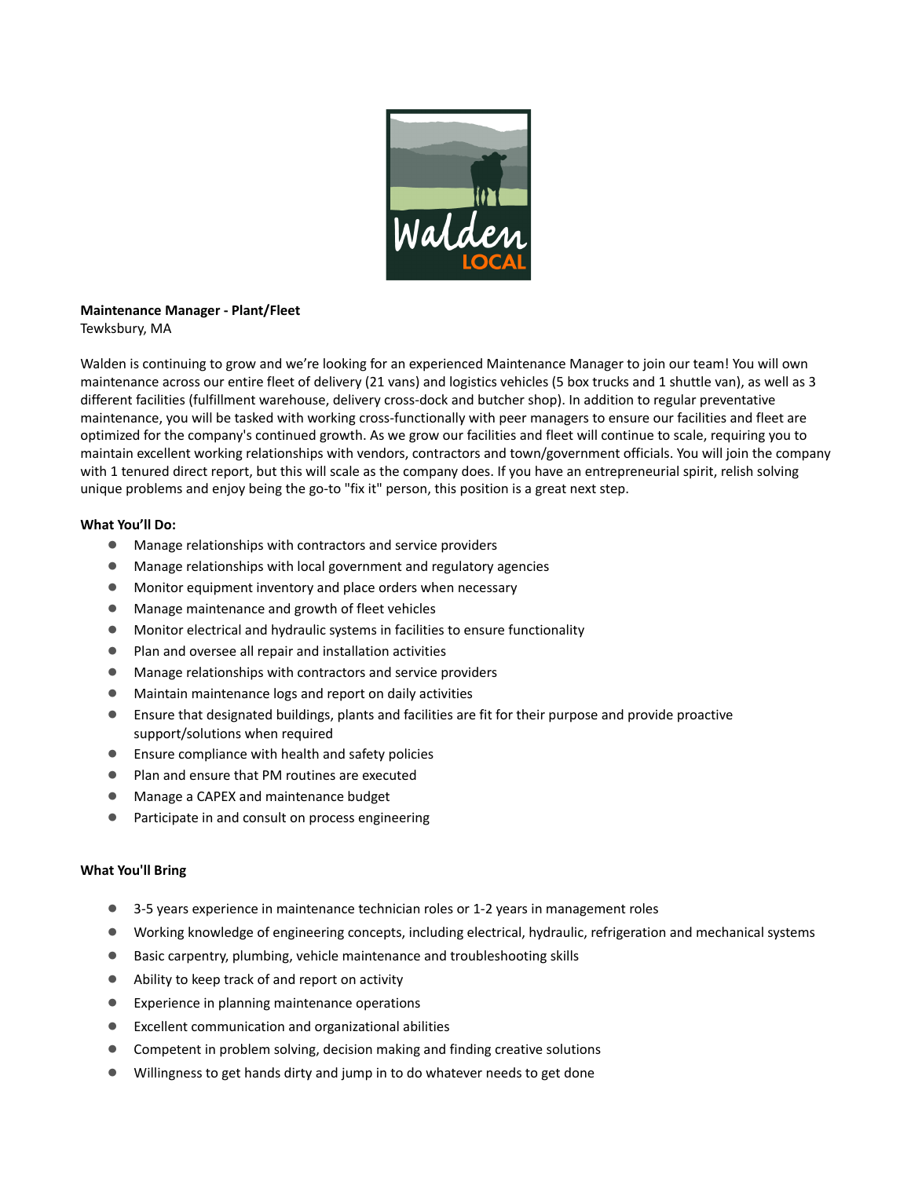**Maintenance Manager - Plant/Fleet**
Tewksbury, MA

Walden is continuing to grow and we're looking for an experienced Maintenance Manager to join our team! You will own maintenance across our entire fleet of delivery (21 vans) and logistics vehicles (5 box trucks and 1 shuttle van), as well as 3 different facilities (fulfillment warehouse, delivery cross-dock and butcher shop). In addition to regular preventative maintenance, you will be tasked with working cross-functionally with peer managers to ensure our facilities and fleet are optimized for the company's continued growth. As we grow our facilities and fleet will continue to scale, requiring you to maintain excellent working relationships with vendors, contractors and town/government officials. You will join the company with 1 tenured direct report, but this will scale as the company does. If you have an entrepreneurial spirit, relish solving unique problems and enjoy being the go-to "fix it" person, this position is a great next step.

**What You'll Do:**

- Manage relationships with contractors and service providers
- Manage relationships with local government and regulatory agencies
- Monitor equipment inventory and place orders when necessary
- Manage maintenance and growth of fleet vehicles
- Monitor electrical and hydraulic systems in facilities to ensure functionality
- Plan and oversee all repair and installation activities
- Manage relationships with contractors and service providers
- Maintain maintenance logs and report on daily activities
- Ensure that designated buildings, plants and facilities are fit for their purpose and provide proactive support/solutions when required
- Ensure compliance with health and safety policies
- Plan and ensure that PM routines are executed
- Manage a CAPEX and maintenance budget
- Participate in and consult on process engineering

**What You'll Bring**

- 3-5 years experience in maintenance technician roles or 1-2 years in management roles
- Working knowledge of engineering concepts, including electrical, hydraulic, refrigeration and mechanical systems
- Basic carpentry, plumbing, vehicle maintenance and troubleshooting skills
- Ability to keep track of and report on activity
- Experience in planning maintenance operations
- Excellent communication and organizational abilities
- Competent in problem solving, decision making and finding creative solutions
- Willingness to get hands dirty and jump in to do whatever needs to get done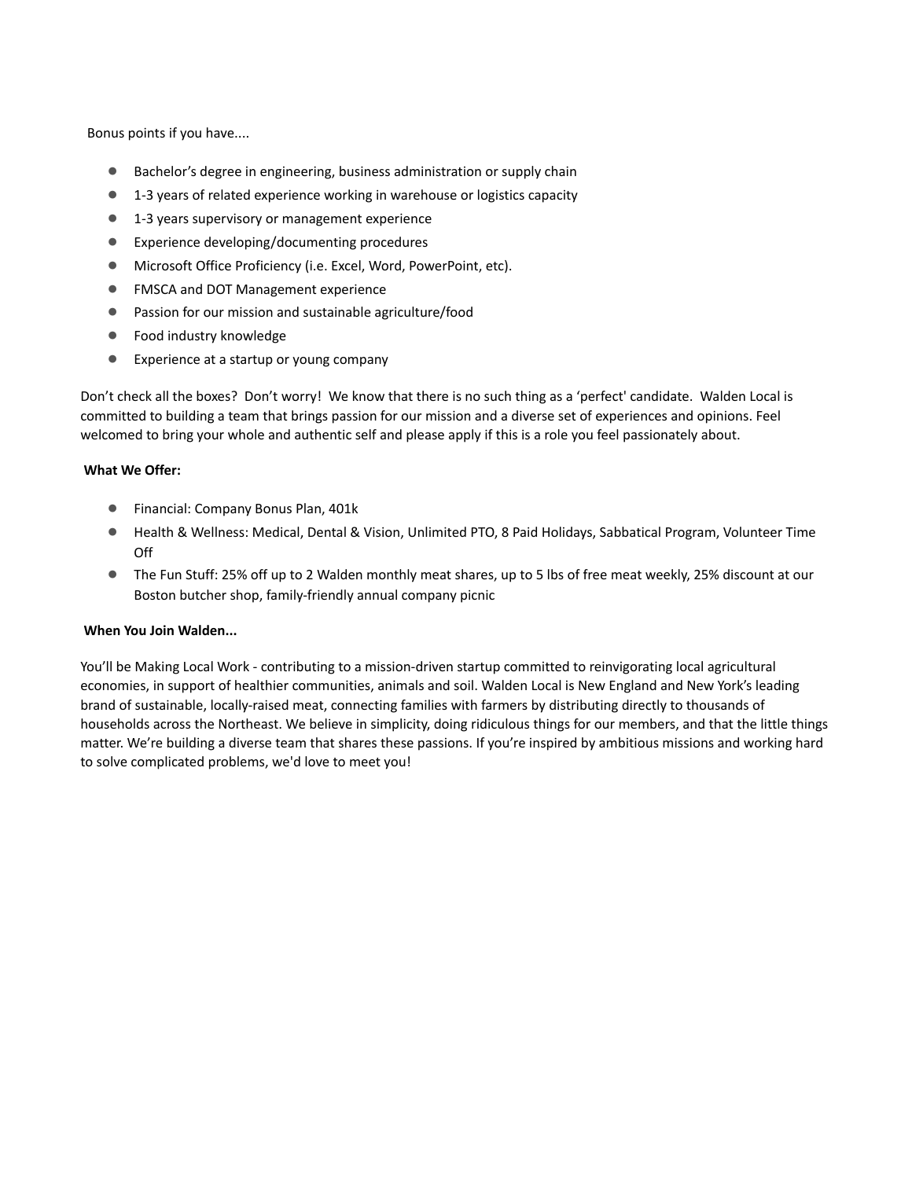Bonus points if you have....

- Bachelor's degree in engineering, business administration or supply chain
- 1-3 years of related experience working in warehouse or logistics capacity
- 1-3 years supervisory or management experience
- Experience developing/documenting procedures
- Microsoft Office Proficiency (i.e. Excel, Word, PowerPoint, etc).
- FMSCA and DOT Management experience
- Passion for our mission and sustainable agriculture/food
- Food industry knowledge
- Experience at a startup or young company

Don't check all the boxes? Don't worry! We know that there is no such thing as a 'perfect' candidate. Walden Local is committed to building a team that brings passion for our mission and a diverse set of experiences and opinions. Feel welcomed to bring your whole and authentic self and please apply if this is a role you feel passionately about.

**What We Offer:**

- Financial: Company Bonus Plan, 401k
- Health & Wellness: Medical, Dental & Vision, Unlimited PTO, 8 Paid Holidays, Sabbatical Program, Volunteer Time Off
- The Fun Stuff: 25% off up to 2 Walden monthly meat shares, up to 5 lbs of free meat weekly, 25% discount at our Boston butcher shop, family-friendly annual company picnic

**When You Join Walden...**

You'll be Making Local Work - contributing to a mission-driven startup committed to reinvigorating local agricultural economies, in support of healthier communities, animals and soil. Walden Local is New England and New York's leading brand of sustainable, locally-raised meat, connecting families with farmers by distributing directly to thousands of households across the Northeast. We believe in simplicity, doing ridiculous things for our members, and that the little things matter. We're building a diverse team that shares these passions. If you're inspired by ambitious missions and working hard to solve complicated problems, we'd love to meet you!